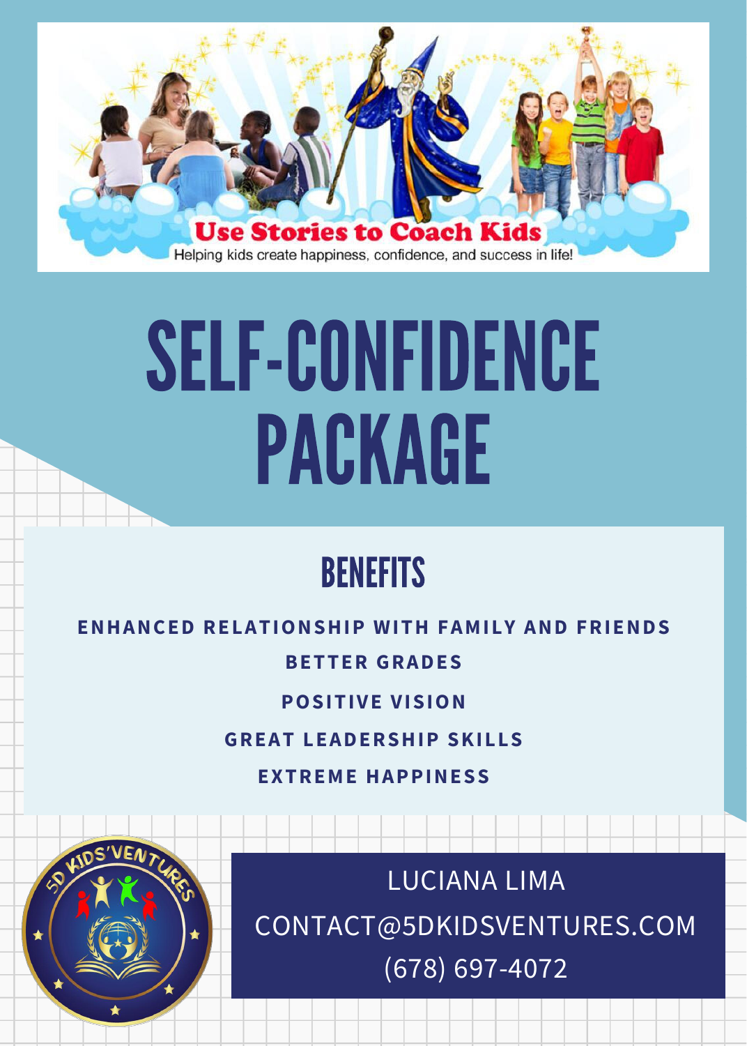Use Stories to Coach Kids

Helping kids create happiness, confidence, and success in life!

# SELF-CONFIDENCE PACKAGE

## BENEFITS

**ENHANCED RELATIONSHIP WITH FAMILY AND FRIENDS**

**BETTER GRADES**

**POSITIVE VISION**

**GREAT LEADERSHIP SKILLS**

**EXTREME HAPPINESS**

5D KIDS'VENTURES

LUCIANA LIMA

CONTACT@5DKIDSVENTURES.COM

(678) 697-4072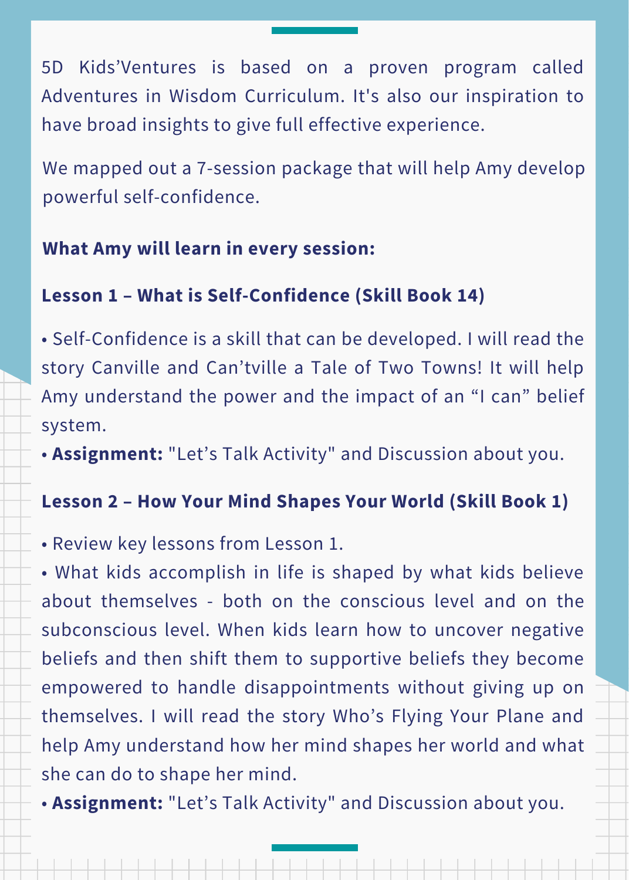5D Kids'Ventures is based on a proven program called Adventures in Wisdom Curriculum. It's also our inspiration to have broad insights to give full effective experience.

We mapped out a 7-session package that will help Amy develop powerful self-confidence.

**What Amy will learn in every session:**

**Lesson 1 – What is Self-Confidence (Skill Book 14)**

- Self-Confidence is a skill that can be developed. I will read the story Canville and Can'tville a Tale of Two Towns! It will help Amy understand the power and the impact of an "I can" belief system.
- **Assignment:** "Let's Talk Activity" and Discussion about you.

**Lesson 2 – How Your Mind Shapes Your World (Skill Book 1)**

- Review key lessons from Lesson 1.
- What kids accomplish in life is shaped by what kids believe about themselves - both on the conscious level and on the subconscious level. When kids learn how to uncover negative beliefs and then shift them to supportive beliefs they become empowered to handle disappointments without giving up on themselves. I will read the story Who's Flying Your Plane and help Amy understand how her mind shapes her world and what she can do to shape her mind.
- **Assignment:** "Let's Talk Activity" and Discussion about you.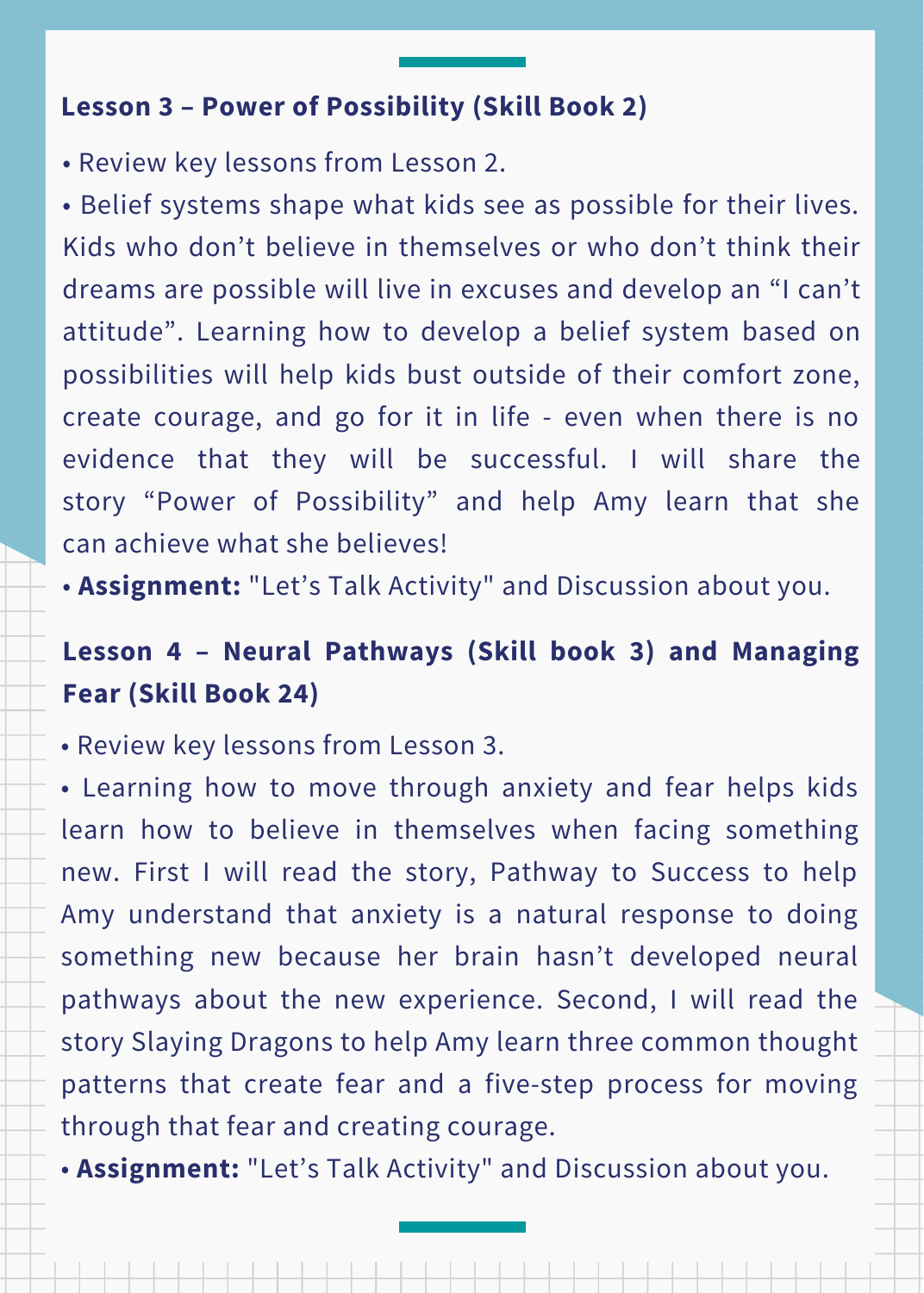### Lesson 3 – Power of Possibility (Skill Book 2)

- Review key lessons from Lesson 2.
- Belief systems shape what kids see as possible for their lives. Kids who don't believe in themselves or who don't think their dreams are possible will live in excuses and develop an "I can't attitude". Learning how to develop a belief system based on possibilities will help kids bust outside of their comfort zone, create courage, and go for it in life - even when there is no evidence that they will be successful. I will share the story "Power of Possibility" and help Amy learn that she can achieve what she believes!
- **Assignment:** "Let's Talk Activity" and Discussion about you.

### Lesson 4 – Neural Pathways (Skill book 3) and Managing Fear (Skill Book 24)

- Review key lessons from Lesson 3.
- Learning how to move through anxiety and fear helps kids learn how to believe in themselves when facing something new. First I will read the story, Pathway to Success to help Amy understand that anxiety is a natural response to doing something new because her brain hasn't developed neural pathways about the new experience. Second, I will read the story Slaying Dragons to help Amy learn three common thought patterns that create fear and a five-step process for moving through that fear and creating courage.
- **Assignment:** "Let's Talk Activity" and Discussion about you.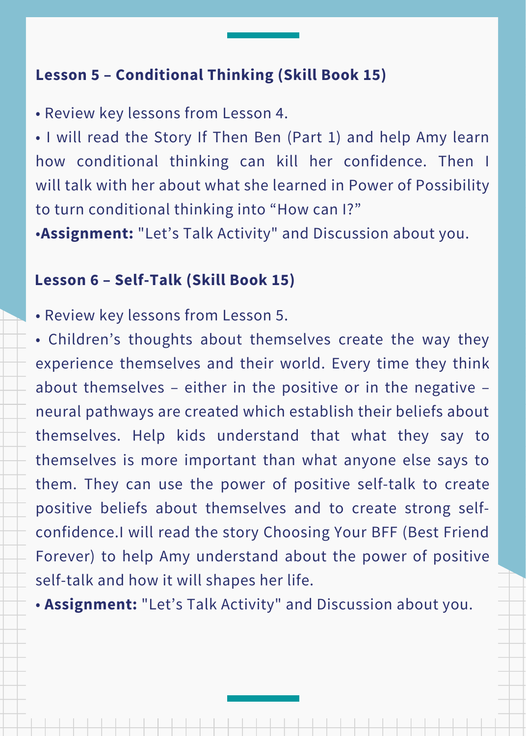### Lesson 5 – Conditional Thinking (Skill Book 15)

- Review key lessons from Lesson 4.
- I will read the Story If Then Ben (Part 1) and help Amy learn how conditional thinking can kill her confidence. Then I will talk with her about what she learned in Power of Possibility to turn conditional thinking into “How can I?”
- **Assignment:** "Let’s Talk Activity" and Discussion about you.

### Lesson 6 – Self-Talk (Skill Book 15)

- Review key lessons from Lesson 5.
- Children’s thoughts about themselves create the way they experience themselves and their world. Every time they think about themselves – either in the positive or in the negative – neural pathways are created which establish their beliefs about themselves. Help kids understand that what they say to themselves is more important than what anyone else says to them. They can use the power of positive self-talk to create positive beliefs about themselves and to create strong self-confidence.I will read the story Choosing Your BFF (Best Friend Forever) to help Amy understand about the power of positive self-talk and how it will shapes her life.
- **Assignment:** "Let’s Talk Activity" and Discussion about you.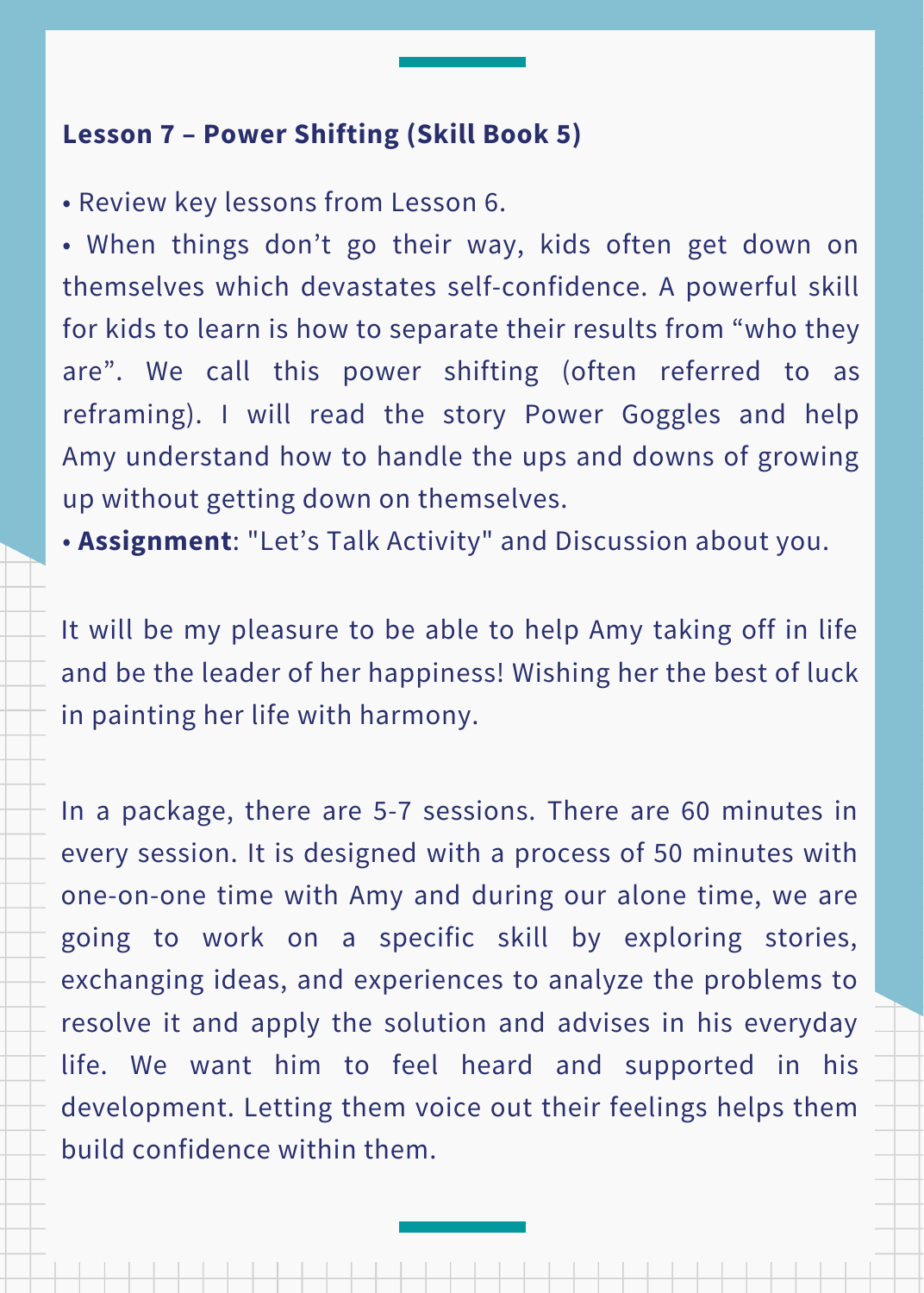**Lesson 7 – Power Shifting (Skill Book 5)**

- Review key lessons from Lesson 6.
- When things don't go their way, kids often get down on themselves which devastates self-confidence. A powerful skill for kids to learn is how to separate their results from "who they are". We call this power shifting (often referred to as reframing). I will read the story Power Goggles and help Amy understand how to handle the ups and downs of growing up without getting down on themselves.
- **Assignment**: "Let's Talk Activity" and Discussion about you.

It will be my pleasure to be able to help Amy taking off in life and be the leader of her happiness! Wishing her the best of luck in painting her life with harmony.

In a package, there are 5-7 sessions. There are 60 minutes in every session. It is designed with a process of 50 minutes with one-on-one time with Amy and during our alone time, we are going to work on a specific skill by exploring stories, exchanging ideas, and experiences to analyze the problems to resolve it and apply the solution and advises in his everyday life. We want him to feel heard and supported in his development. Letting them voice out their feelings helps them build confidence within them.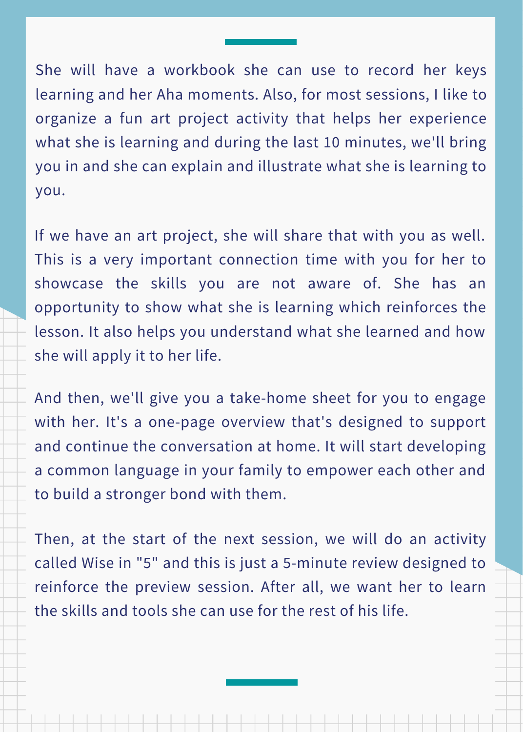She will have a workbook she can use to record her keys learning and her Aha moments. Also, for most sessions, I like to organize a fun art project activity that helps her experience what she is learning and during the last 10 minutes, we'll bring you in and she can explain and illustrate what she is learning to you.

If we have an art project, she will share that with you as well. This is a very important connection time with you for her to showcase the skills you are not aware of. She has an opportunity to show what she is learning which reinforces the lesson. It also helps you understand what she learned and how she will apply it to her life.

And then, we'll give you a take-home sheet for you to engage with her. It's a one-page overview that's designed to support and continue the conversation at home. It will start developing a common language in your family to empower each other and to build a stronger bond with them.

Then, at the start of the next session, we will do an activity called Wise in "5" and this is just a 5-minute review designed to reinforce the preview session. After all, we want her to learn the skills and tools she can use for the rest of his life.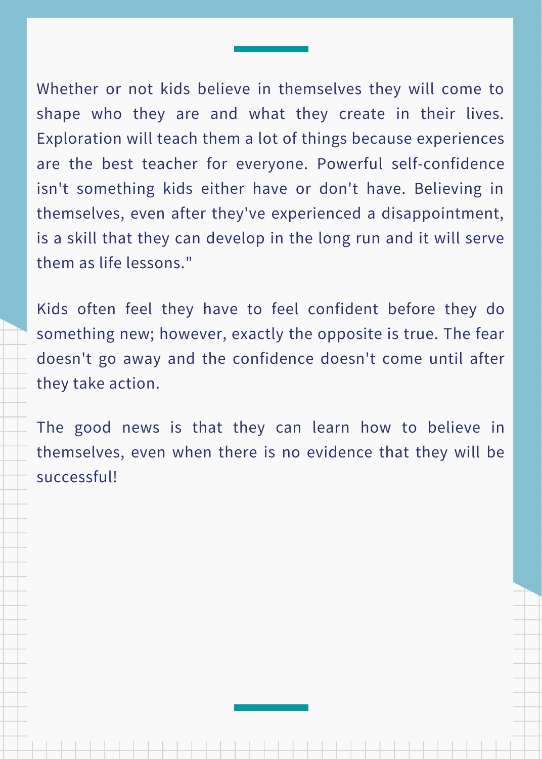Whether or not kids believe in themselves they will come to shape who they are and what they create in their lives. Exploration will teach them a lot of things because experiences are the best teacher for everyone. Powerful self-confidence isn't something kids either have or don't have. Believing in themselves, even after they've experienced a disappointment, is a skill that they can develop in the long run and it will serve them as life lessons."

Kids often feel they have to feel confident before they do something new; however, exactly the opposite is true. The fear doesn't go away and the confidence doesn't come until after they take action.

The good news is that they can learn how to believe in themselves, even when there is no evidence that they will be successful!